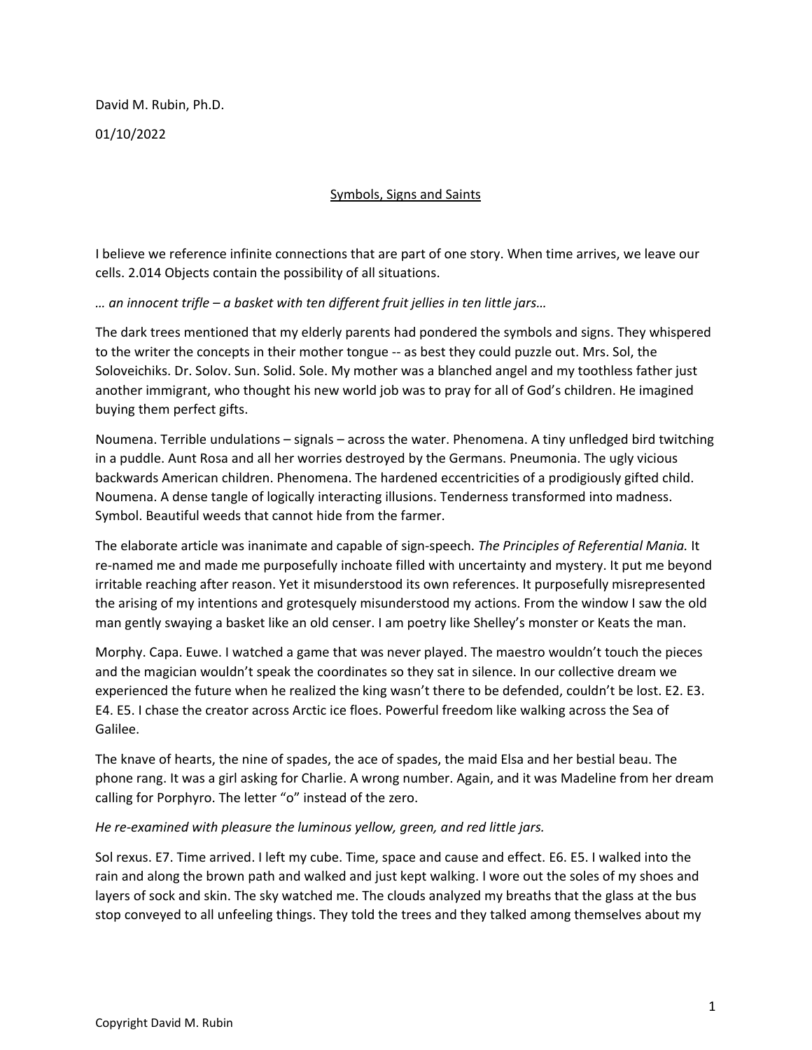David M. Rubin, Ph.D.

01/10/2022

# Symbols, Signs and Saints

I believe we reference infinite connections that are part of one story. When time arrives, we leave our cells. 2.014 Objects contain the possibility of all situations.

*… an innocent trifle – a basket with ten different fruit jellies in ten little jars…*

The dark trees mentioned that my elderly parents had pondered the symbols and signs. They whispered to the writer the concepts in their mother tongue -- as best they could puzzle out. Mrs. Sol, the Soloveichiks. Dr. Solov. Sun. Solid. Sole. My mother was a blanched angel and my toothless father just another immigrant, who thought his new world job was to pray for all of God's children. He imagined buying them perfect gifts.

Noumena. Terrible undulations – signals – across the water. Phenomena. A tiny unfledged bird twitching in a puddle. Aunt Rosa and all her worries destroyed by the Germans. Pneumonia. The ugly vicious backwards American children. Phenomena. The hardened eccentricities of a prodigiously gifted child. Noumena. A dense tangle of logically interacting illusions. Tenderness transformed into madness. Symbol. Beautiful weeds that cannot hide from the farmer.

The elaborate article was inanimate and capable of sign-speech. *The Principles of Referential Mania.* It re-named me and made me purposefully inchoate filled with uncertainty and mystery. It put me beyond irritable reaching after reason. Yet it misunderstood its own references. It purposefully misrepresented the arising of my intentions and grotesquely misunderstood my actions. From the window I saw the old man gently swaying a basket like an old censer. I am poetry like Shelley's monster or Keats the man.

Morphy. Capa. Euwe. I watched a game that was never played. The maestro wouldn't touch the pieces and the magician wouldn't speak the coordinates so they sat in silence. In our collective dream we experienced the future when he realized the king wasn't there to be defended, couldn't be lost. E2. E3. E4. E5. I chase the creator across Arctic ice floes. Powerful freedom like walking across the Sea of Galilee.

The knave of hearts, the nine of spades, the ace of spades, the maid Elsa and her bestial beau. The phone rang. It was a girl asking for Charlie. A wrong number. Again, and it was Madeline from her dream calling for Porphyro. The letter "o" instead of the zero.

*He re-examined with pleasure the luminous yellow, green, and red little jars.*

Sol rexus. E7. Time arrived. I left my cube. Time, space and cause and effect. E6. E5. I walked into the rain and along the brown path and walked and just kept walking. I wore out the soles of my shoes and layers of sock and skin. The sky watched me. The clouds analyzed my breaths that the glass at the bus stop conveyed to all unfeeling things. They told the trees and they talked among themselves about my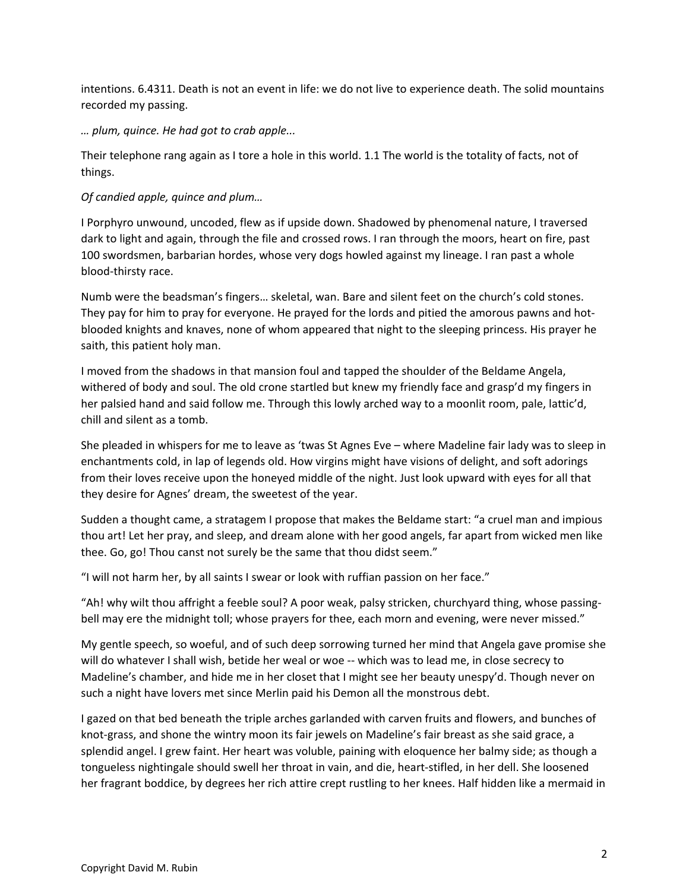intentions. 6.4311. Death is not an event in life: we do not live to experience death. The solid mountains recorded my passing.

*… plum, quince. He had got to crab apple...*

Their telephone rang again as I tore a hole in this world. 1.1 The world is the totality of facts, not of things.

*Of candied apple, quince and plum…*

I Porphyro unwound, uncoded, flew as if upside down. Shadowed by phenomenal nature, I traversed dark to light and again, through the file and crossed rows. I ran through the moors, heart on fire, past 100 swordsmen, barbarian hordes, whose very dogs howled against my lineage. I ran past a whole blood-thirsty race.

Numb were the beadsman's fingers… skeletal, wan. Bare and silent feet on the church's cold stones. They pay for him to pray for everyone. He prayed for the lords and pitied the amorous pawns and hot-blooded knights and knaves, none of whom appeared that night to the sleeping princess. His prayer he saith, this patient holy man.

I moved from the shadows in that mansion foul and tapped the shoulder of the Beldame Angela, withered of body and soul. The old crone startled but knew my friendly face and grasp'd my fingers in her palsied hand and said follow me. Through this lowly arched way to a moonlit room, pale, lattic'd, chill and silent as a tomb.

She pleaded in whispers for me to leave as 'twas St Agnes Eve – where Madeline fair lady was to sleep in enchantments cold, in lap of legends old. How virgins might have visions of delight, and soft adorings from their loves receive upon the honeyed middle of the night. Just look upward with eyes for all that they desire for Agnes' dream, the sweetest of the year.

Sudden a thought came, a stratagem I propose that makes the Beldame start: "a cruel man and impious thou art! Let her pray, and sleep, and dream alone with her good angels, far apart from wicked men like thee. Go, go! Thou canst not surely be the same that thou didst seem."

"I will not harm her, by all saints I swear or look with ruffian passion on her face."

"Ah! why wilt thou affright a feeble soul? A poor weak, palsy stricken, churchyard thing, whose passing-bell may ere the midnight toll; whose prayers for thee, each morn and evening, were never missed."

My gentle speech, so woeful, and of such deep sorrowing turned her mind that Angela gave promise she will do whatever I shall wish, betide her weal or woe -- which was to lead me, in close secrecy to Madeline's chamber, and hide me in her closet that I might see her beauty unespy'd. Though never on such a night have lovers met since Merlin paid his Demon all the monstrous debt.

I gazed on that bed beneath the triple arches garlanded with carven fruits and flowers, and bunches of knot-grass, and shone the wintry moon its fair jewels on Madeline's fair breast as she said grace, a splendid angel. I grew faint. Her heart was voluble, paining with eloquence her balmy side; as though a tongueless nightingale should swell her throat in vain, and die, heart-stifled, in her dell. She loosened her fragrant boddice, by degrees her rich attire crept rustling to her knees. Half hidden like a mermaid in

Copyright David M. Rubin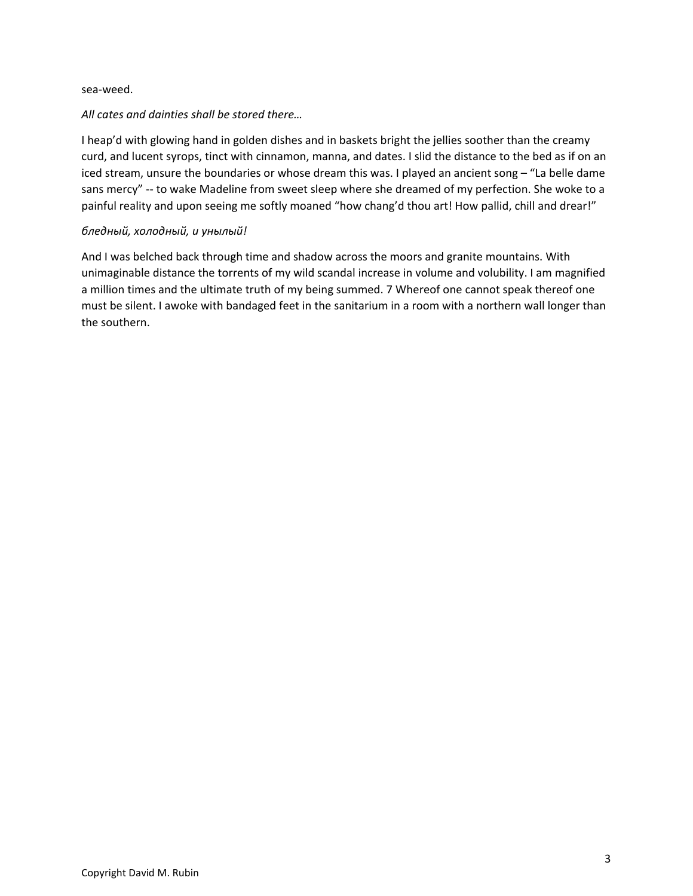sea-weed.

*All cates and dainties shall be stored there…*

I heap'd with glowing hand in golden dishes and in baskets bright the jellies soother than the creamy curd, and lucent syrops, tinct with cinnamon, manna, and dates. I slid the distance to the bed as if on an iced stream, unsure the boundaries or whose dream this was. I played an ancient song – "La belle dame sans mercy" -- to wake Madeline from sweet sleep where she dreamed of my perfection. She woke to a painful reality and upon seeing me softly moaned "how chang'd thou art! How pallid, chill and drear!"

*бледный, холодный, и унылый!*

And I was belched back through time and shadow across the moors and granite mountains. With unimaginable distance the torrents of my wild scandal increase in volume and volubility. I am magnified a million times and the ultimate truth of my being summed. 7 Whereof one cannot speak thereof one must be silent. I awoke with bandaged feet in the sanitarium in a room with a northern wall longer than the southern.

Copyright David M. Rubin